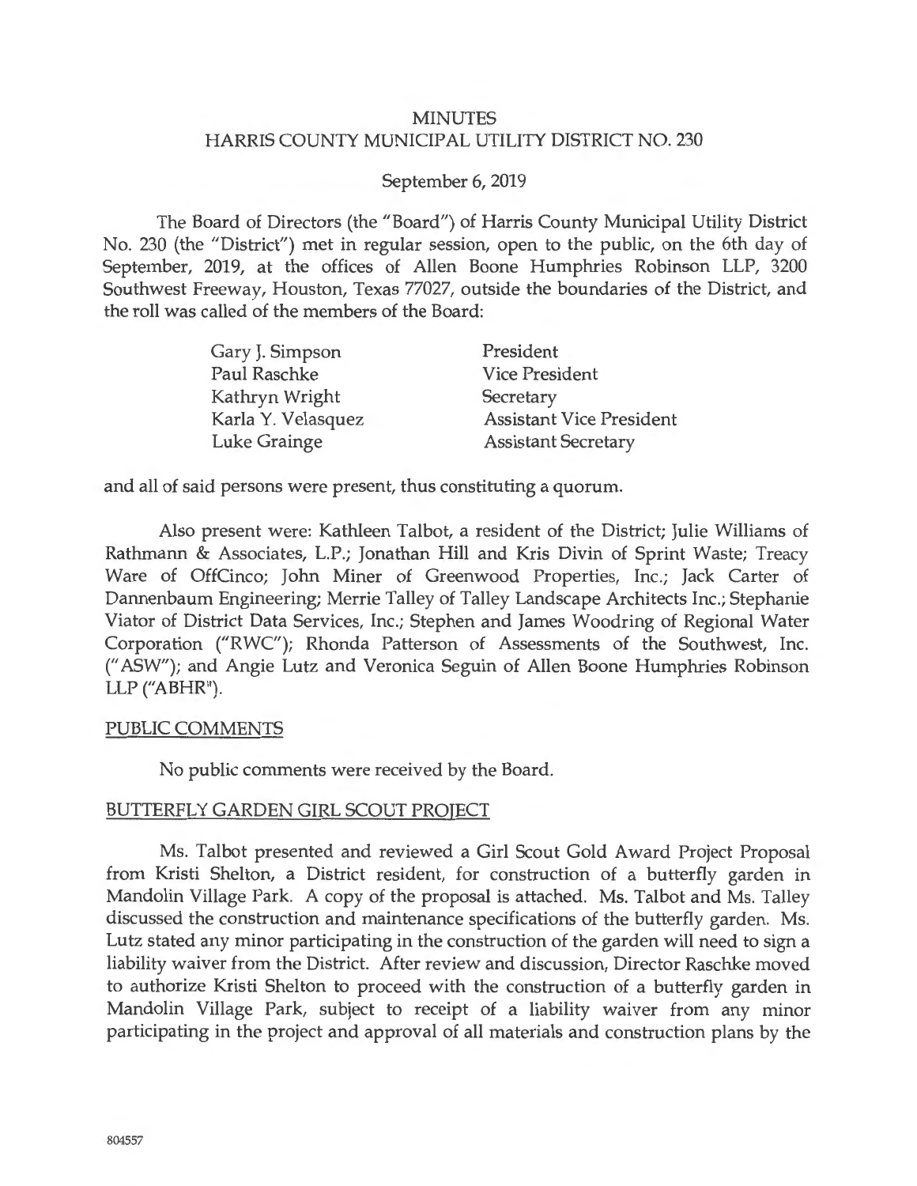# MINUTES
## HARRIS COUNTY MUNICIPAL UTILITY DISTRICT NO. 230

September 6, 2019

The Board of Directors (the "Board") of Harris County Municipal Utility District No. 230 (the "District") met in regular session, open to the public, on the 6th day of September, 2019, at the offices of Allen Boone Humphries Robinson LLP, 3200 Southwest Freeway, Houston, Texas 77027, outside the boundaries of the District, and the roll was called of the members of the Board:

| | |
|---|---|
| Gary J. Simpson | President |
| Paul Raschke | Vice President |
| Kathryn Wright | Secretary |
| Karla Y. Velasquez | Assistant Vice President |
| Luke Grainge | Assistant Secretary |

and all of said persons were present, thus constituting a quorum.

Also present were: Kathleen Talbot, a resident of the District; Julie Williams of Rathmann & Associates, L.P.; Jonathan Hill and Kris Divin of Sprint Waste; Treacy Ware of OffCinco; John Miner of Greenwood Properties, Inc.; Jack Carter of Dannenbaum Engineering; Merrie Talley of Talley Landscape Architects Inc.; Stephanie Viator of District Data Services, Inc.; Stephen and James Woodring of Regional Water Corporation ("RWC"); Rhonda Patterson of Assessments of the Southwest, Inc. ("ASW"); and Angie Lutz and Veronica Seguin of Allen Boone Humphries Robinson LLP ("ABHR").

PUBLIC COMMENTS

No public comments were received by the Board.

BUTTERFLY GARDEN GIRL SCOUT PROJECT

Ms. Talbot presented and reviewed a Girl Scout Gold Award Project Proposal from Kristi Shelton, a District resident, for construction of a butterfly garden in Mandolin Village Park. A copy of the proposal is attached. Ms. Talbot and Ms. Talley discussed the construction and maintenance specifications of the butterfly garden. Ms. Lutz stated any minor participating in the construction of the garden will need to sign a liability waiver from the District. After review and discussion, Director Raschke moved to authorize Kristi Shelton to proceed with the construction of a butterfly garden in Mandolin Village Park, subject to receipt of a liability waiver from any minor participating in the project and approval of all materials and construction plans by the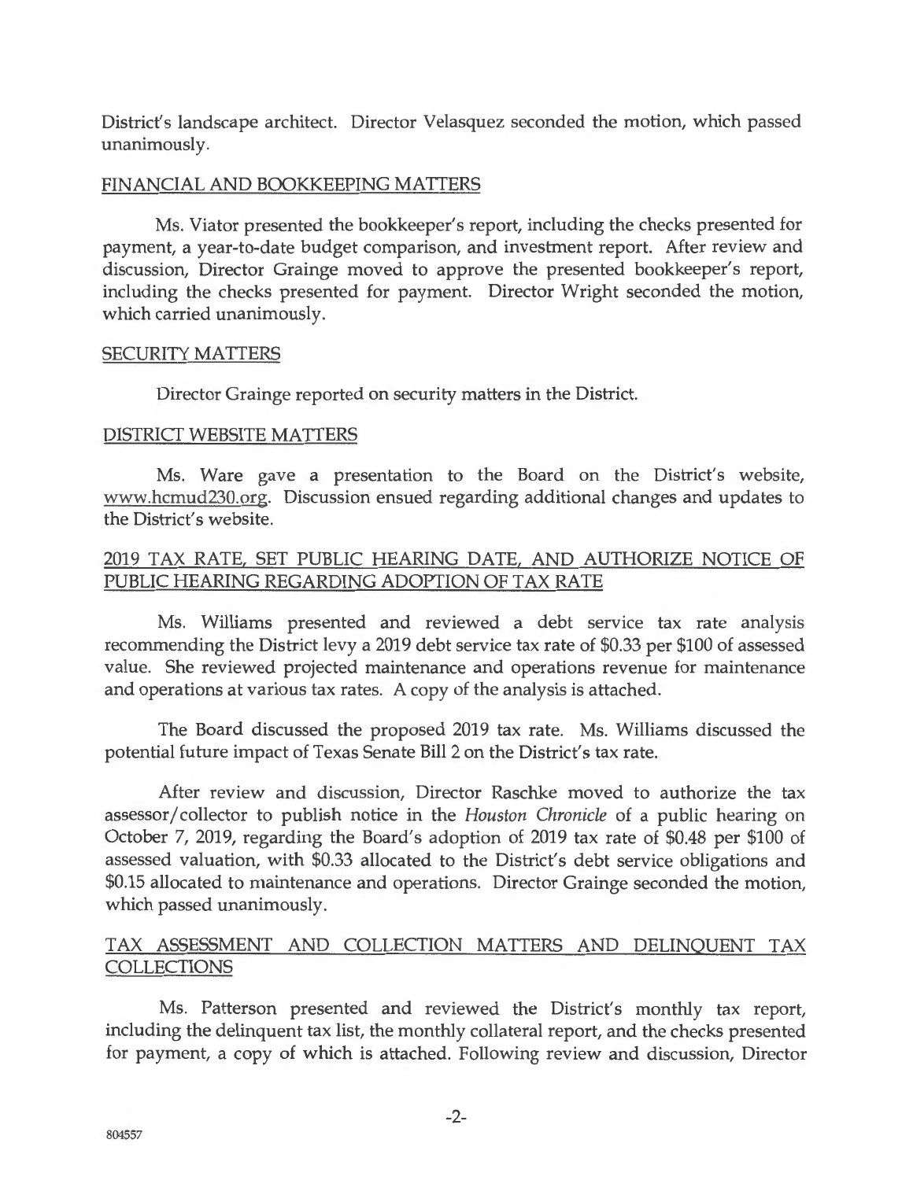District's landscape architect. Director Velasquez seconded the motion, which passed unanimously.

## FINANCIAL AND BOOKKEEPING MATTERS

Ms. Viator presented the bookkeeper's report, including the checks presented for payment, a year-to-date budget comparison, and investment report. After review and discussion, Director Grainge moved to approve the presented bookkeeper's report, including the checks presented for payment. Director Wright seconded the motion, which carried unanimously.

## SECURITY MATTERS

Director Grainge reported on security matters in the District.

## DISTRICT WEBSITE MATTERS

Ms. Ware gave a presentation to the Board on the District's website, www.hcmud230.org. Discussion ensued regarding additional changes and updates to the District's website.

## 2019 TAX RATE, SET PUBLIC HEARING DATE, AND AUTHORIZE NOTICE OF PUBLIC HEARING REGARDING ADOPTION OF TAX RATE

Ms. Williams presented and reviewed a debt service tax rate analysis recommending the District levy a 2019 debt service tax rate of $0.33 per $100 of assessed value. She reviewed projected maintenance and operations revenue for maintenance and operations at various tax rates. A copy of the analysis is attached.

The Board discussed the proposed 2019 tax rate. Ms. Williams discussed the potential future impact of Texas Senate Bill 2 on the District's tax rate.

After review and discussion, Director Raschke moved to authorize the tax assessor/collector to publish notice in the *Houston Chronicle* of a public hearing on October 7, 2019, regarding the Board's adoption of 2019 tax rate of $0.48 per $100 of assessed valuation, with $0.33 allocated to the District's debt service obligations and $0.15 allocated to maintenance and operations. Director Grainge seconded the motion, which passed unanimously.

## TAX ASSESSMENT AND COLLECTION MATTERS AND DELINQUENT TAX COLLECTIONS

Ms. Patterson presented and reviewed the District's monthly tax report, including the delinquent tax list, the monthly collateral report, and the checks presented for payment, a copy of which is attached. Following review and discussion, Director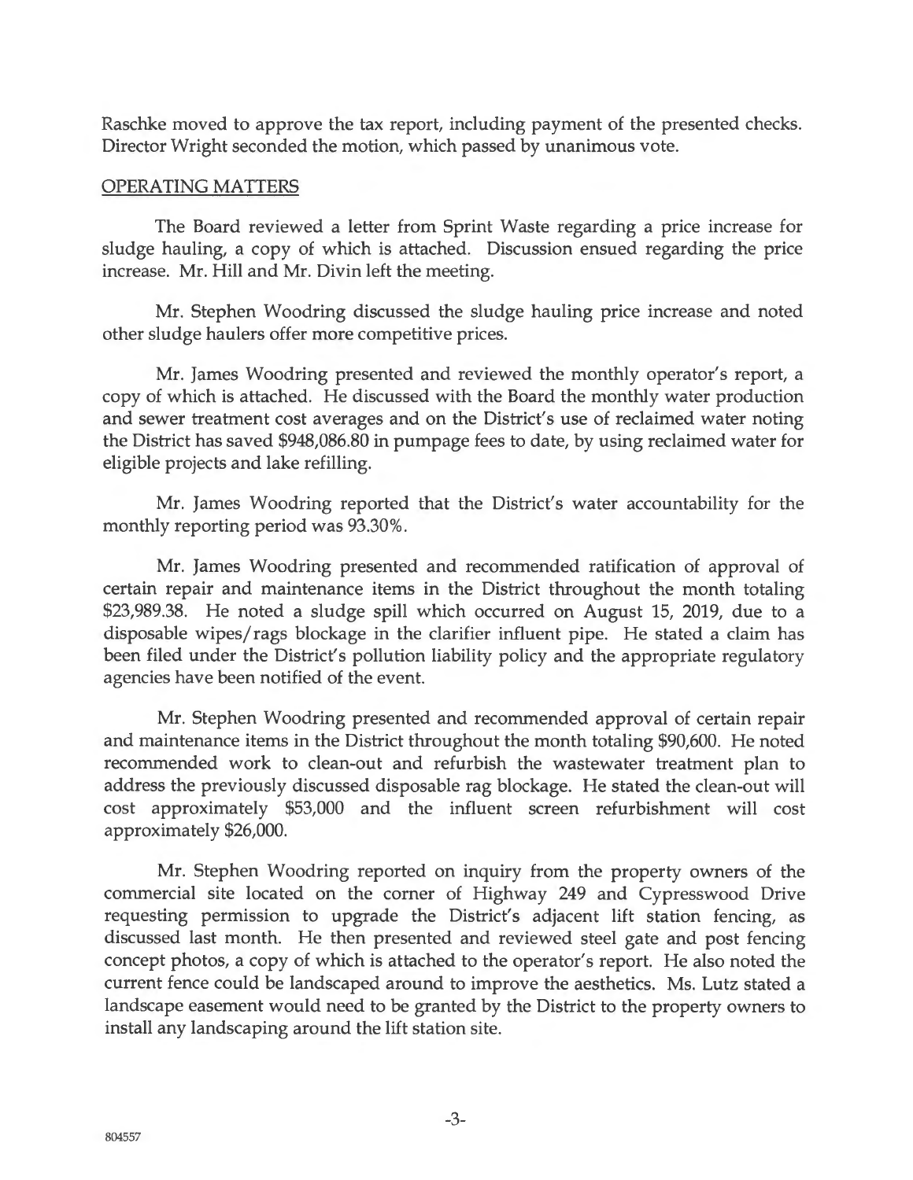Raschke moved to approve the tax report, including payment of the presented checks. Director Wright seconded the motion, which passed by unanimous vote.

## OPERATING MATTERS

The Board reviewed a letter from Sprint Waste regarding a price increase for sludge hauling, a copy of which is attached. Discussion ensued regarding the price increase. Mr. Hill and Mr. Divin left the meeting.

Mr. Stephen Woodring discussed the sludge hauling price increase and noted other sludge haulers offer more competitive prices.

Mr. James Woodring presented and reviewed the monthly operator's report, a copy of which is attached. He discussed with the Board the monthly water production and sewer treatment cost averages and on the District's use of reclaimed water noting the District has saved $948,086.80 in pumpage fees to date, by using reclaimed water for eligible projects and lake refilling.

Mr. James Woodring reported that the District's water accountability for the monthly reporting period was 93.30%.

Mr. James Woodring presented and recommended ratification of approval of certain repair and maintenance items in the District throughout the month totaling $23,989.38. He noted a sludge spill which occurred on August 15, 2019, due to a disposable wipes/rags blockage in the clarifier influent pipe. He stated a claim has been filed under the District's pollution liability policy and the appropriate regulatory agencies have been notified of the event.

Mr. Stephen Woodring presented and recommended approval of certain repair and maintenance items in the District throughout the month totaling $90,600. He noted recommended work to clean-out and refurbish the wastewater treatment plan to address the previously discussed disposable rag blockage. He stated the clean-out will cost approximately $53,000 and the influent screen refurbishment will cost approximately $26,000.

Mr. Stephen Woodring reported on inquiry from the property owners of the commercial site located on the corner of Highway 249 and Cypresswood Drive requesting permission to upgrade the District's adjacent lift station fencing, as discussed last month. He then presented and reviewed steel gate and post fencing concept photos, a copy of which is attached to the operator's report. He also noted the current fence could be landscaped around to improve the aesthetics. Ms. Lutz stated a landscape easement would need to be granted by the District to the property owners to install any landscaping around the lift station site.

804557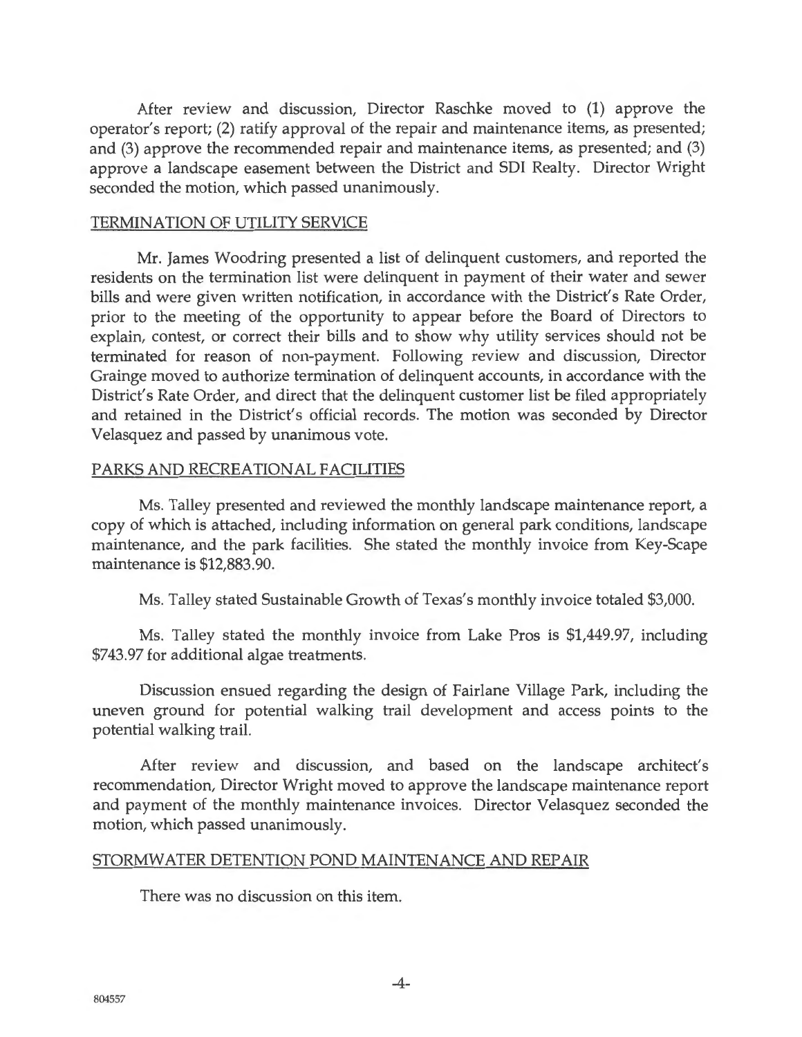After review and discussion, Director Raschke moved to (1) approve the operator's report; (2) ratify approval of the repair and maintenance items, as presented; and (3) approve the recommended repair and maintenance items, as presented; and (3) approve a landscape easement between the District and SDI Realty. Director Wright seconded the motion, which passed unanimously.

## TERMINATION OF UTILITY SERVICE

Mr. James Woodring presented a list of delinquent customers, and reported the residents on the termination list were delinquent in payment of their water and sewer bills and were given written notification, in accordance with the District's Rate Order, prior to the meeting of the opportunity to appear before the Board of Directors to explain, contest, or correct their bills and to show why utility services should not be terminated for reason of non-payment. Following review and discussion, Director Grainge moved to authorize termination of delinquent accounts, in accordance with the District's Rate Order, and direct that the delinquent customer list be filed appropriately and retained in the District's official records. The motion was seconded by Director Velasquez and passed by unanimous vote.

## PARKS AND RECREATIONAL FACILITIES

Ms. Talley presented and reviewed the monthly landscape maintenance report, a copy of which is attached, including information on general park conditions, landscape maintenance, and the park facilities. She stated the monthly invoice from Key-Scape maintenance is $12,883.90.

Ms. Talley stated Sustainable Growth of Texas's monthly invoice totaled $3,000.

Ms. Talley stated the monthly invoice from Lake Pros is $1,449.97, including $743.97 for additional algae treatments.

Discussion ensued regarding the design of Fairlane Village Park, including the uneven ground for potential walking trail development and access points to the potential walking trail.

After review and discussion, and based on the landscape architect's recommendation, Director Wright moved to approve the landscape maintenance report and payment of the monthly maintenance invoices. Director Velasquez seconded the motion, which passed unanimously.

## STORMWATER DETENTION POND MAINTENANCE AND REPAIR

There was no discussion on this item.

804557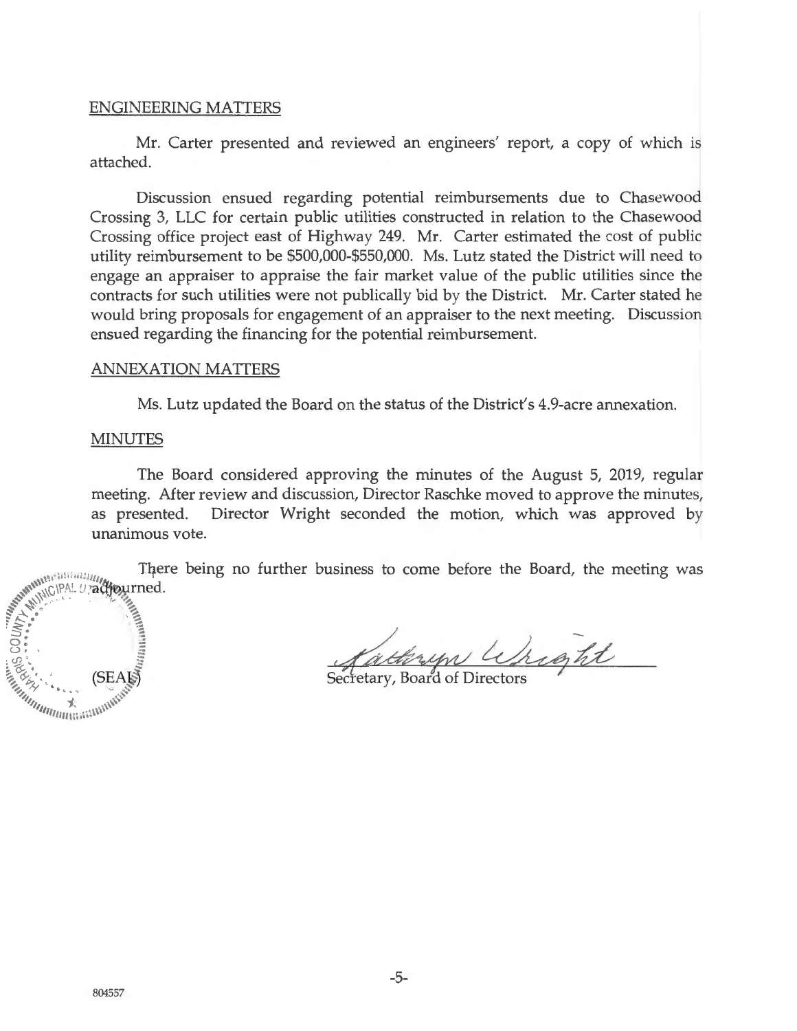ENGINEERING MATTERS

Mr. Carter presented and reviewed an engineers' report, a copy of which is attached.

Discussion ensued regarding potential reimbursements due to Chasewood Crossing 3, LLC for certain public utilities constructed in relation to the Chasewood Crossing office project east of Highway 249. Mr. Carter estimated the cost of public utility reimbursement to be $500,000-$550,000. Ms. Lutz stated the District will need to engage an appraiser to appraise the fair market value of the public utilities since the contracts for such utilities were not publically bid by the District. Mr. Carter stated he would bring proposals for engagement of an appraiser to the next meeting. Discussion ensued regarding the financing for the potential reimbursement.

ANNEXATION MATTERS

Ms. Lutz updated the Board on the status of the District's 4.9-acre annexation.

MINUTES

The Board considered approving the minutes of the August 5, 2019, regular meeting. After review and discussion, Director Raschke moved to approve the minutes, as presented. Director Wright seconded the motion, which was approved by unanimous vote.

There being no further business to come before the Board, the meeting was adjourned.

(SEAL)

Kathryn Wright
Secretary, Board of Directors

804557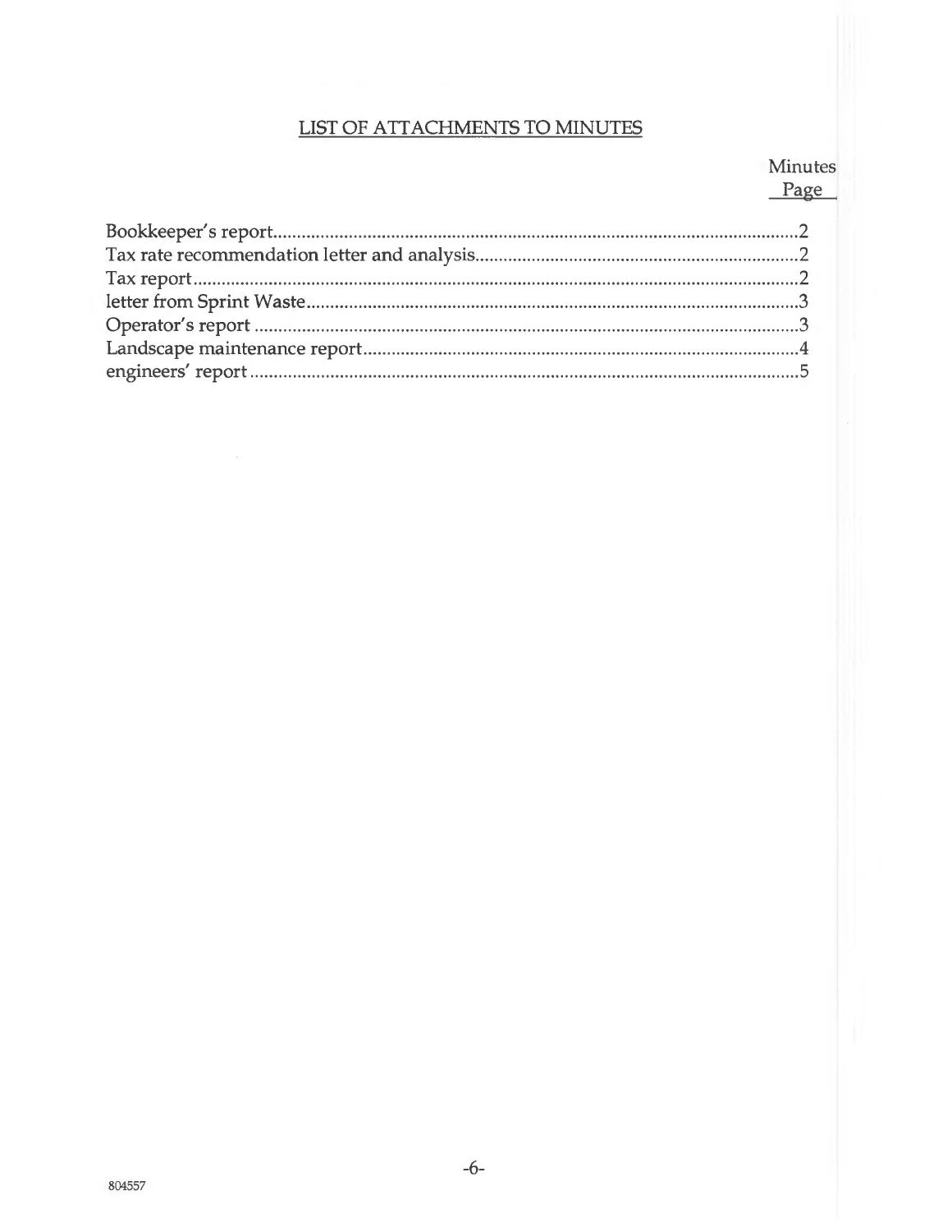## LIST OF ATTACHMENTS TO MINUTES

| | Minutes Page |
|---|---|
| Bookkeeper's report | 2 |
| Tax rate recommendation letter and analysis | 2 |
| Tax report | 2 |
| letter from Sprint Waste | 3 |
| Operator's report | 3 |
| Landscape maintenance report | 4 |
| engineers' report | 5 |

804557